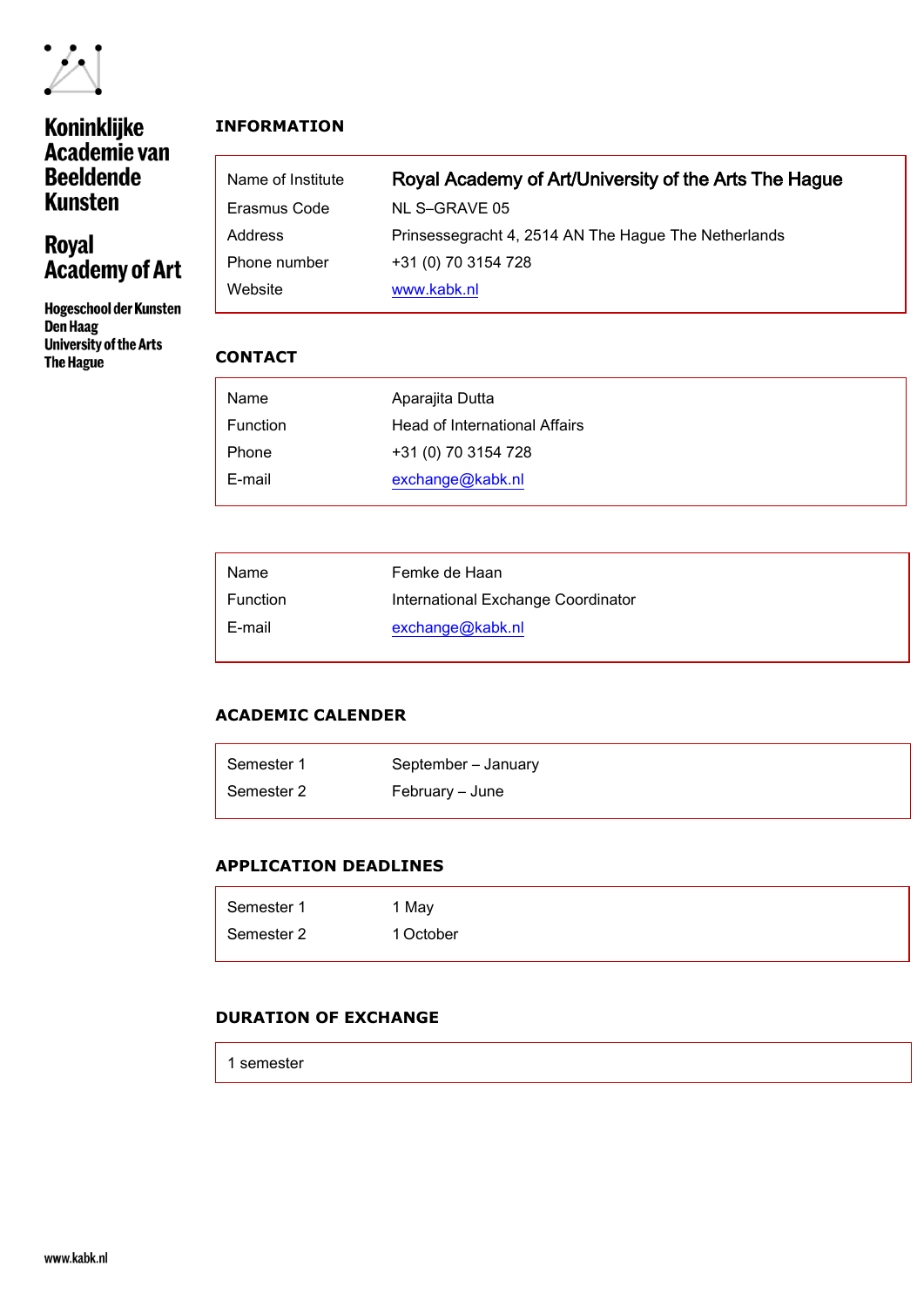Koninklijke Academie van Beeldende Kunsten

Royal Academy of Art

Hogeschool der Kunsten Den Haag
University of the Arts The Hague

## INFORMATION

| | |
|---|---|
| Name of Institute | Royal Academy of Art/University of the Arts The Hague |
| Erasmus Code | NL S–GRAVE 05 |
| Address | Prinsessegracht 4, 2514 AN The Hague The Netherlands |
| Phone number | +31 (0) 70 3154 728 |
| Website | www.kabk.nl |

## CONTACT

| | |
|---|---|
| Name | Aparajita Dutta |
| Function | Head of International Affairs |
| Phone | +31 (0) 70 3154 728 |
| E-mail | exchange@kabk.nl |

| | |
|---|---|
| Name | Femke de Haan |
| Function | International Exchange Coordinator |
| E-mail | exchange@kabk.nl |

## ACADEMIC CALENDER

| | |
|---|---|
| Semester 1 | September – January |
| Semester 2 | February – June |

## APPLICATION DEADLINES

| | |
|---|---|
| Semester 1 | 1 May |
| Semester 2 | 1 October |

## DURATION OF EXCHANGE

1 semester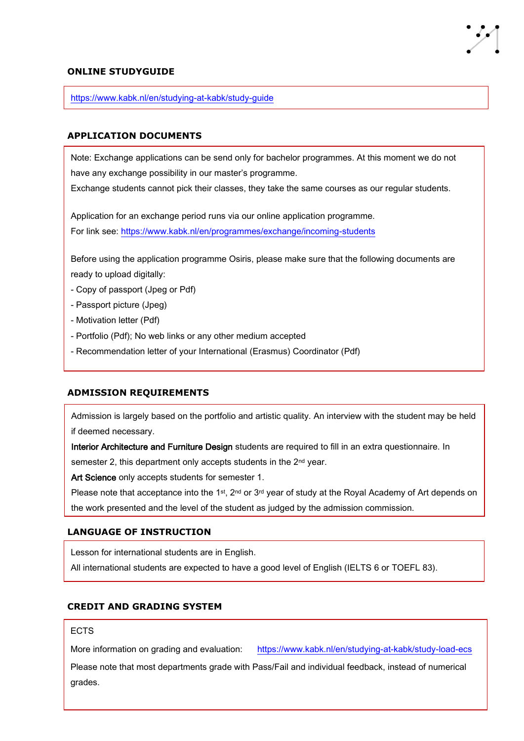## ONLINE STUDYGUIDE

https://www.kabk.nl/en/studying-at-kabk/study-guide

## APPLICATION DOCUMENTS

Note: Exchange applications can be send only for bachelor programmes. At this moment we do not have any exchange possibility in our master's programme.
Exchange students cannot pick their classes, they take the same courses as our regular students.

Application for an exchange period runs via our online application programme.
For link see: https://www.kabk.nl/en/programmes/exchange/incoming-students

Before using the application programme Osiris, please make sure that the following documents are ready to upload digitally:

- Copy of passport (Jpeg or Pdf)
- Passport picture (Jpeg)
- Motivation letter (Pdf)
- Portfolio (Pdf); No web links or any other medium accepted
- Recommendation letter of your International (Erasmus) Coordinator (Pdf)

## ADMISSION REQUIREMENTS

Admission is largely based on the portfolio and artistic quality. An interview with the student may be held if deemed necessary.
**Interior Architecture and Furniture Design** students are required to fill in an extra questionnaire. In semester 2, this department only accepts students in the 2nd year.
**Art Science** only accepts students for semester 1.
Please note that acceptance into the 1st, 2nd or 3rd year of study at the Royal Academy of Art depends on the work presented and the level of the student as judged by the admission commission.

## LANGUAGE OF INSTRUCTION

Lesson for international students are in English.
All international students are expected to have a good level of English (IELTS 6 or TOEFL 83).

## CREDIT AND GRADING SYSTEM

ECTS

More information on grading and evaluation: https://www.kabk.nl/en/studying-at-kabk/study-load-ecs

Please note that most departments grade with Pass/Fail and individual feedback, instead of numerical grades.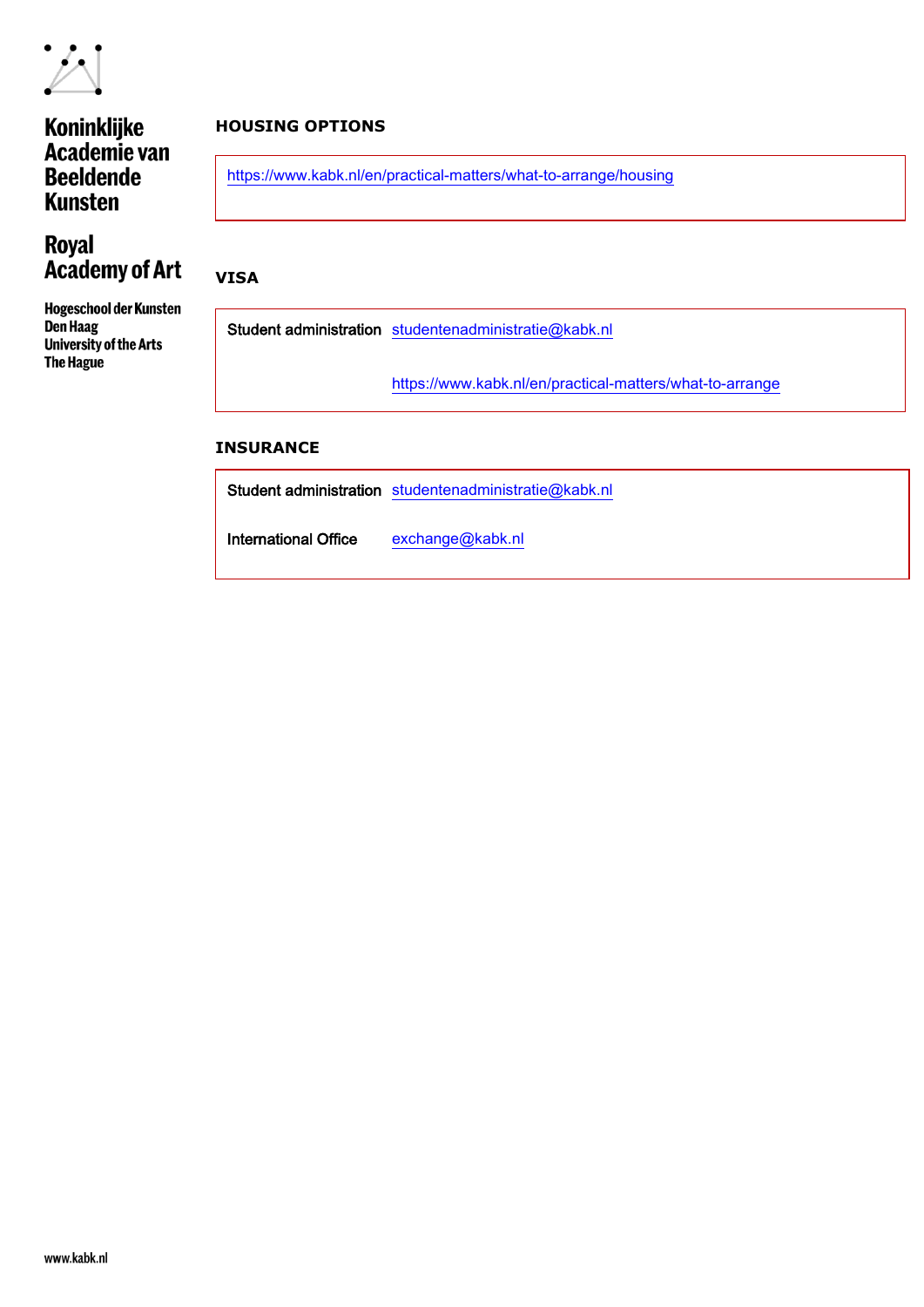Koninklijke Academie van Beeldende Kunsten

Royal Academy of Art

Hogeschool der Kunsten Den Haag
University of the Arts The Hague

## HOUSING OPTIONS

https://www.kabk.nl/en/practical-matters/what-to-arrange/housing

## VISA

| | |
|---|---|
| Student administration | studentenadministratie@kabk.nl |
| | https://www.kabk.nl/en/practical-matters/what-to-arrange |

## INSURANCE

| | |
|---|---|
| Student administration | studentenadministratie@kabk.nl |
| International Office | exchange@kabk.nl |

www.kabk.nl